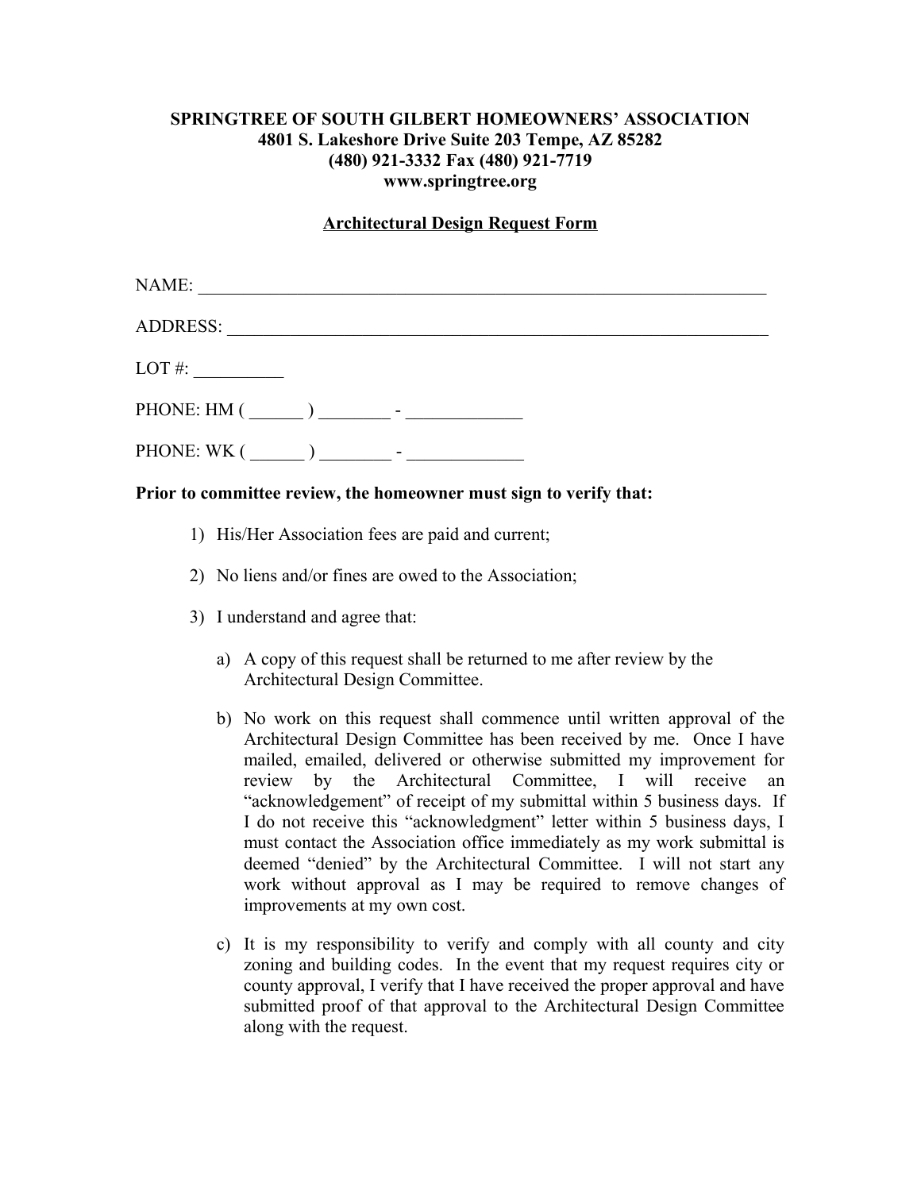**SPRINGTREE OF SOUTH GILBERT HOMEOWNERS' ASSOCIATION**
**4801 S. Lakeshore Drive Suite 203 Tempe, AZ 85282**
**(480) 921-3332 Fax (480) 921-7719**
**www.springtree.org**

**Architectural Design Request Form**

NAME: ___________________________________________________________________

ADDRESS: ________________________________________________________________

LOT #: __________

PHONE: HM ( ______ ) ________ - _____________

PHONE: WK ( ______ ) ________ - _____________

**Prior to committee review, the homeowner must sign to verify that:**

1) His/Her Association fees are paid and current;

2) No liens and/or fines are owed to the Association;

3) I understand and agree that:

   a) A copy of this request shall be returned to me after review by the Architectural Design Committee.

   b) No work on this request shall commence until written approval of the Architectural Design Committee has been received by me. Once I have mailed, emailed, delivered or otherwise submitted my improvement for review by the Architectural Committee, I will receive an "acknowledgement" of receipt of my submittal within 5 business days. If I do not receive this "acknowledgment" letter within 5 business days, I must contact the Association office immediately as my work submittal is deemed "denied" by the Architectural Committee. I will not start any work without approval as I may be required to remove changes of improvements at my own cost.

   c) It is my responsibility to verify and comply with all county and city zoning and building codes. In the event that my request requires city or county approval, I verify that I have received the proper approval and have submitted proof of that approval to the Architectural Design Committee along with the request.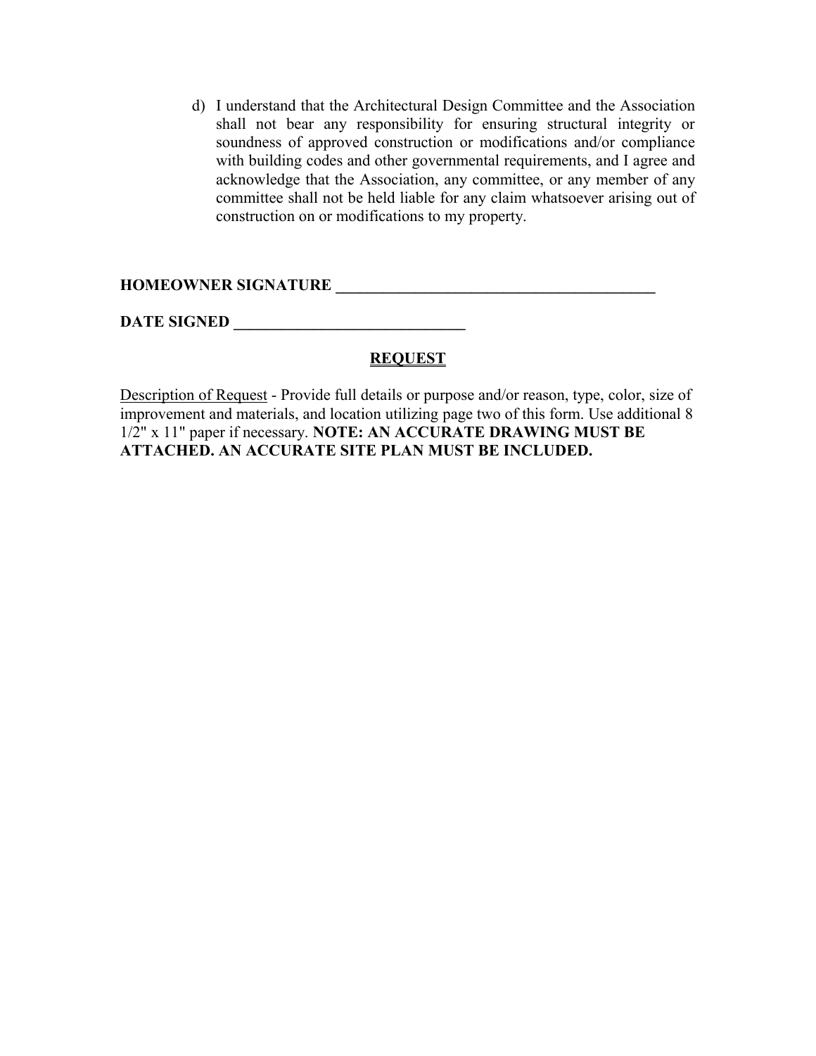d) I understand that the Architectural Design Committee and the Association shall not bear any responsibility for ensuring structural integrity or soundness of approved construction or modifications and/or compliance with building codes and other governmental requirements, and I agree and acknowledge that the Association, any committee, or any member of any committee shall not be held liable for any claim whatsoever arising out of construction on or modifications to my property.

**HOMEOWNER SIGNATURE \_\_\_\_\_\_\_\_\_\_\_\_\_\_\_\_\_\_\_\_\_\_\_\_\_\_\_\_\_\_\_\_\_\_\_\_\_\_\_\_\_**

**DATE SIGNED \_\_\_\_\_\_\_\_\_\_\_\_\_\_\_\_\_\_\_\_\_\_\_\_\_\_\_\_\_\_**

## REQUEST

<u>Description of Request</u> - Provide full details or purpose and/or reason, type, color, size of improvement and materials, and location utilizing page two of this form. Use additional 8 1/2" x 11" paper if necessary. **NOTE: AN ACCURATE DRAWING MUST BE ATTACHED. AN ACCURATE SITE PLAN MUST BE INCLUDED.**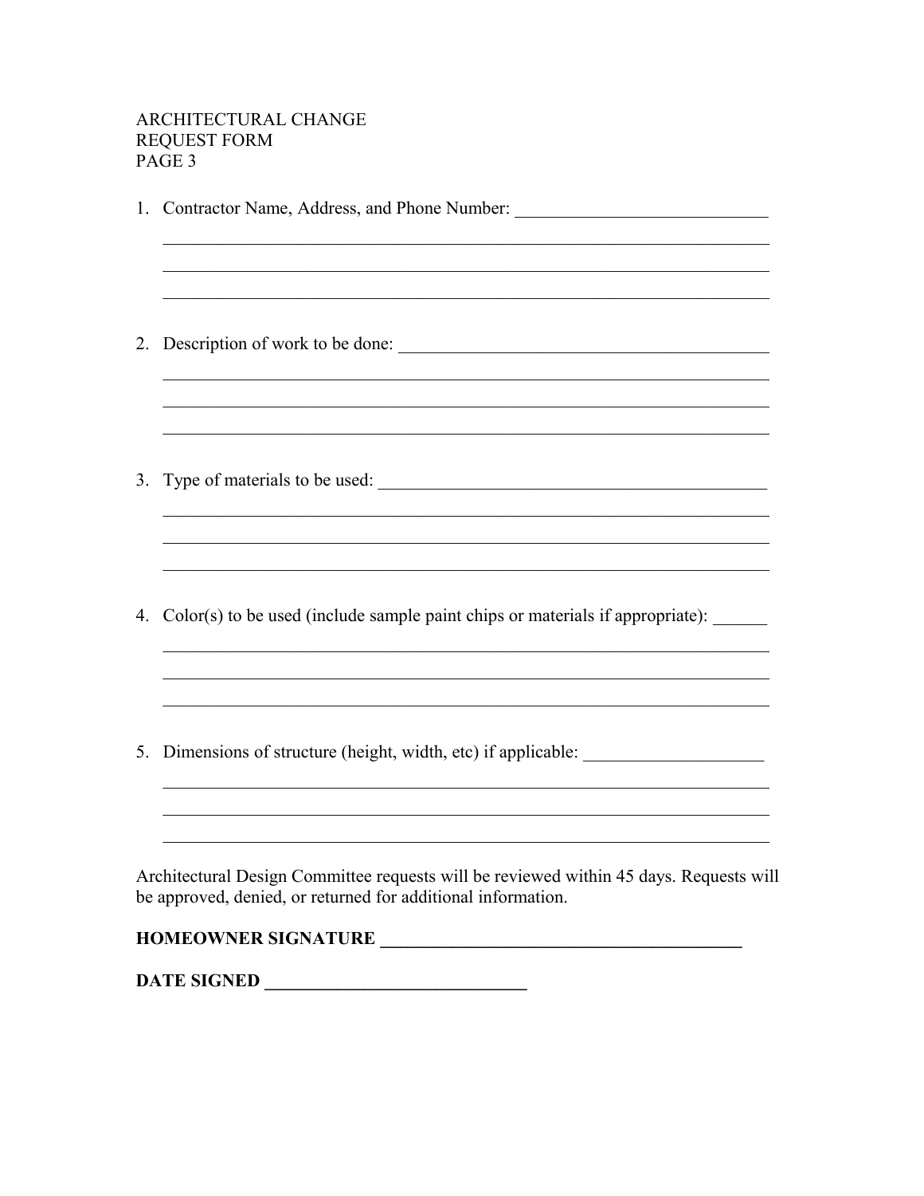ARCHITECTURAL CHANGE
REQUEST FORM
PAGE 3

1. Contractor Name, Address, and Phone Number: ____________________________
   ____________________________________________________________________
   ____________________________________________________________________
   ____________________________________________________________________

2. Description of work to be done: ___________________________________________
   ____________________________________________________________________
   ____________________________________________________________________
   ____________________________________________________________________

3. Type of materials to be used: _____________________________________________
   ____________________________________________________________________
   ____________________________________________________________________
   ____________________________________________________________________

4. Color(s) to be used (include sample paint chips or materials if appropriate): ______
   ____________________________________________________________________
   ____________________________________________________________________
   ____________________________________________________________________

5. Dimensions of structure (height, width, etc) if applicable: ____________________
   ____________________________________________________________________
   ____________________________________________________________________
   ____________________________________________________________________

Architectural Design Committee requests will be reviewed within 45 days. Requests will be approved, denied, or returned for additional information.

**HOMEOWNER SIGNATURE ________________________________________**

**DATE SIGNED _____________________________**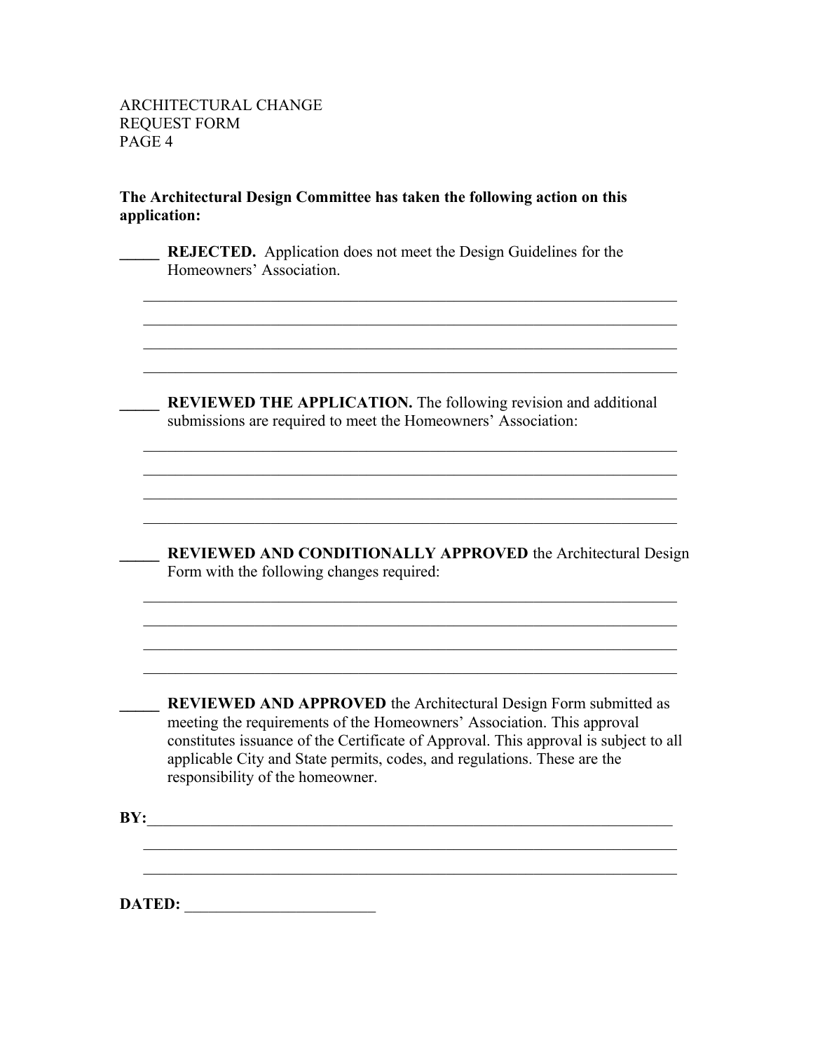ARCHITECTURAL CHANGE
REQUEST FORM
PAGE 4

**The Architectural Design Committee has taken the following action on this application:**

_____ **REJECTED.** Application does not meet the Design Guidelines for the Homeowners' Association.

______________________________________________________________________

______________________________________________________________________

______________________________________________________________________

______________________________________________________________________

_____ **REVIEWED THE APPLICATION.** The following revision and additional submissions are required to meet the Homeowners' Association:

______________________________________________________________________

______________________________________________________________________

______________________________________________________________________

______________________________________________________________________

_____ **REVIEWED AND CONDITIONALLY APPROVED** the Architectural Design Form with the following changes required:

______________________________________________________________________

______________________________________________________________________

______________________________________________________________________

______________________________________________________________________

_____ **REVIEWED AND APPROVED** the Architectural Design Form submitted as meeting the requirements of the Homeowners' Association. This approval constitutes issuance of the Certificate of Approval. This approval is subject to all applicable City and State permits, codes, and regulations. These are the responsibility of the homeowner.

**BY:**____________________________________________________________________

______________________________________________________________________

______________________________________________________________________

**DATED:** ________________________